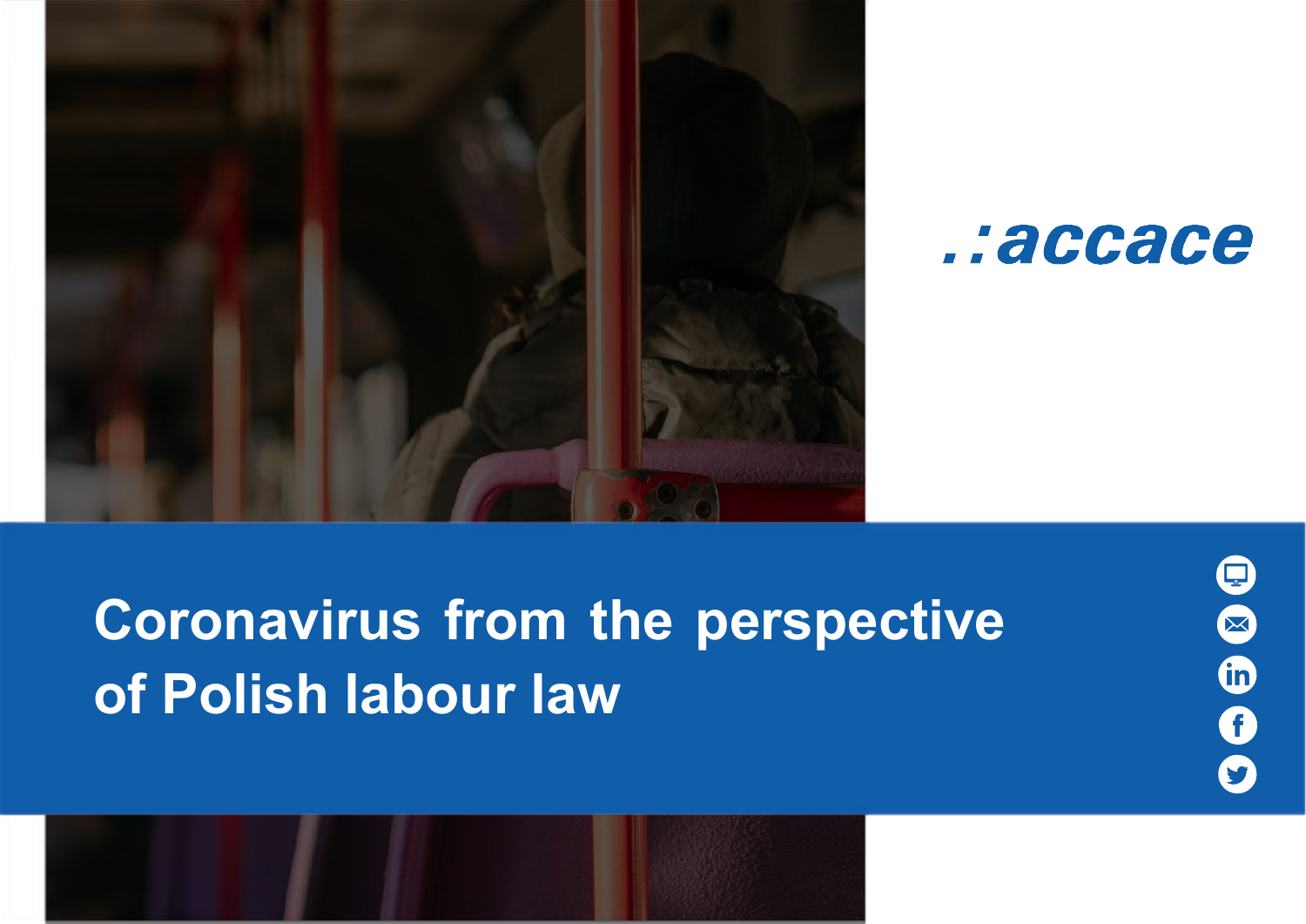.:accace

# Coronavirus from the perspective of Polish labour law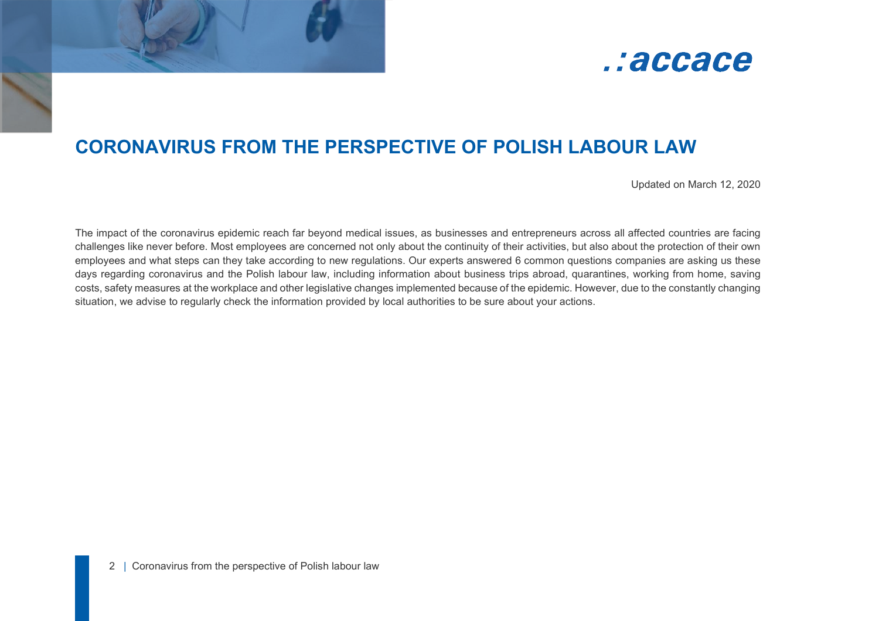# CORONAVIRUS FROM THE PERSPECTIVE OF POLISH LABOUR LAW

Updated on March 12, 2020

The impact of the coronavirus epidemic reach far beyond medical issues, as businesses and entrepreneurs across all affected countries are facing challenges like never before. Most employees are concerned not only about the continuity of their activities, but also about the protection of their own employees and what steps can they take according to new regulations. Our experts answered 6 common questions companies are asking us these days regarding coronavirus and the Polish labour law, including information about business trips abroad, quarantines, working from home, saving costs, safety measures at the workplace and other legislative changes implemented because of the epidemic. However, due to the constantly changing situation, we advise to regularly check the information provided by local authorities to be sure about your actions.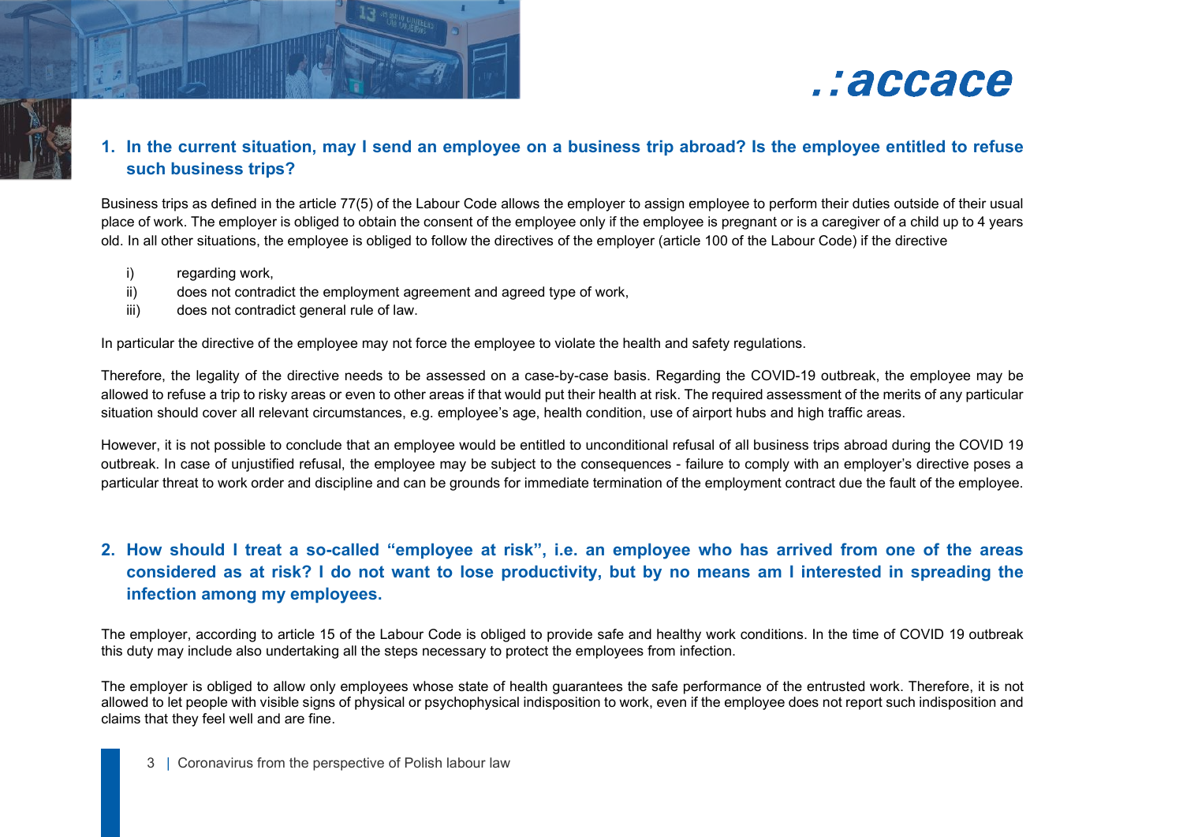## 1. In the current situation, may I send an employee on a business trip abroad? Is the employee entitled to refuse such business trips?

Business trips as defined in the article 77(5) of the Labour Code allows the employer to assign employee to perform their duties outside of their usual place of work. The employer is obliged to obtain the consent of the employee only if the employee is pregnant or is a caregiver of a child up to 4 years old. In all other situations, the employee is obliged to follow the directives of the employer (article 100 of the Labour Code) if the directive

i) regarding work,
ii) does not contradict the employment agreement and agreed type of work,
iii) does not contradict general rule of law.

In particular the directive of the employee may not force the employee to violate the health and safety regulations.

Therefore, the legality of the directive needs to be assessed on a case-by-case basis. Regarding the COVID-19 outbreak, the employee may be allowed to refuse a trip to risky areas or even to other areas if that would put their health at risk. The required assessment of the merits of any particular situation should cover all relevant circumstances, e.g. employee's age, health condition, use of airport hubs and high traffic areas.

However, it is not possible to conclude that an employee would be entitled to unconditional refusal of all business trips abroad during the COVID 19 outbreak. In case of unjustified refusal, the employee may be subject to the consequences - failure to comply with an employer's directive poses a particular threat to work order and discipline and can be grounds for immediate termination of the employment contract due the fault of the employee.

## 2. How should I treat a so-called "employee at risk", i.e. an employee who has arrived from one of the areas considered as at risk? I do not want to lose productivity, but by no means am I interested in spreading the infection among my employees.

The employer, according to article 15 of the Labour Code is obliged to provide safe and healthy work conditions. In the time of COVID 19 outbreak this duty may include also undertaking all the steps necessary to protect the employees from infection.

The employer is obliged to allow only employees whose state of health guarantees the safe performance of the entrusted work. Therefore, it is not allowed to let people with visible signs of physical or psychophysical indisposition to work, even if the employee does not report such indisposition and claims that they feel well and are fine.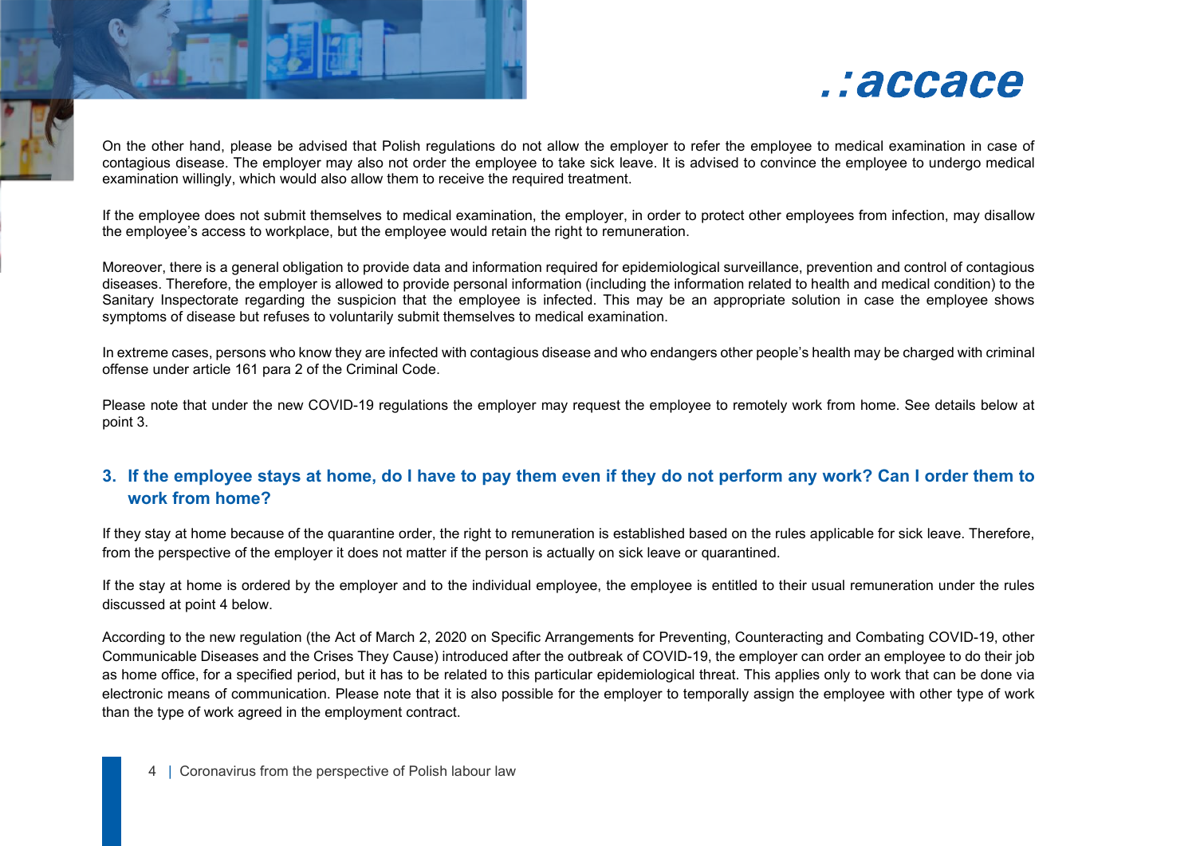On the other hand, please be advised that Polish regulations do not allow the employer to refer the employee to medical examination in case of contagious disease. The employer may also not order the employee to take sick leave. It is advised to convince the employee to undergo medical examination willingly, which would also allow them to receive the required treatment.

If the employee does not submit themselves to medical examination, the employer, in order to protect other employees from infection, may disallow the employee's access to workplace, but the employee would retain the right to remuneration.

Moreover, there is a general obligation to provide data and information required for epidemiological surveillance, prevention and control of contagious diseases. Therefore, the employer is allowed to provide personal information (including the information related to health and medical condition) to the Sanitary Inspectorate regarding the suspicion that the employee is infected. This may be an appropriate solution in case the employee shows symptoms of disease but refuses to voluntarily submit themselves to medical examination.

In extreme cases, persons who know they are infected with contagious disease and who endangers other people's health may be charged with criminal offense under article 161 para 2 of the Criminal Code.

Please note that under the new COVID-19 regulations the employer may request the employee to remotely work from home. See details below at point 3.

## 3. If the employee stays at home, do I have to pay them even if they do not perform any work? Can I order them to work from home?

If they stay at home because of the quarantine order, the right to remuneration is established based on the rules applicable for sick leave. Therefore, from the perspective of the employer it does not matter if the person is actually on sick leave or quarantined.

If the stay at home is ordered by the employer and to the individual employee, the employee is entitled to their usual remuneration under the rules discussed at point 4 below.

According to the new regulation (the Act of March 2, 2020 on Specific Arrangements for Preventing, Counteracting and Combating COVID-19, other Communicable Diseases and the Crises They Cause) introduced after the outbreak of COVID-19, the employer can order an employee to do their job as home office, for a specified period, but it has to be related to this particular epidemiological threat. This applies only to work that can be done via electronic means of communication. Please note that it is also possible for the employer to temporally assign the employee with other type of work than the type of work agreed in the employment contract.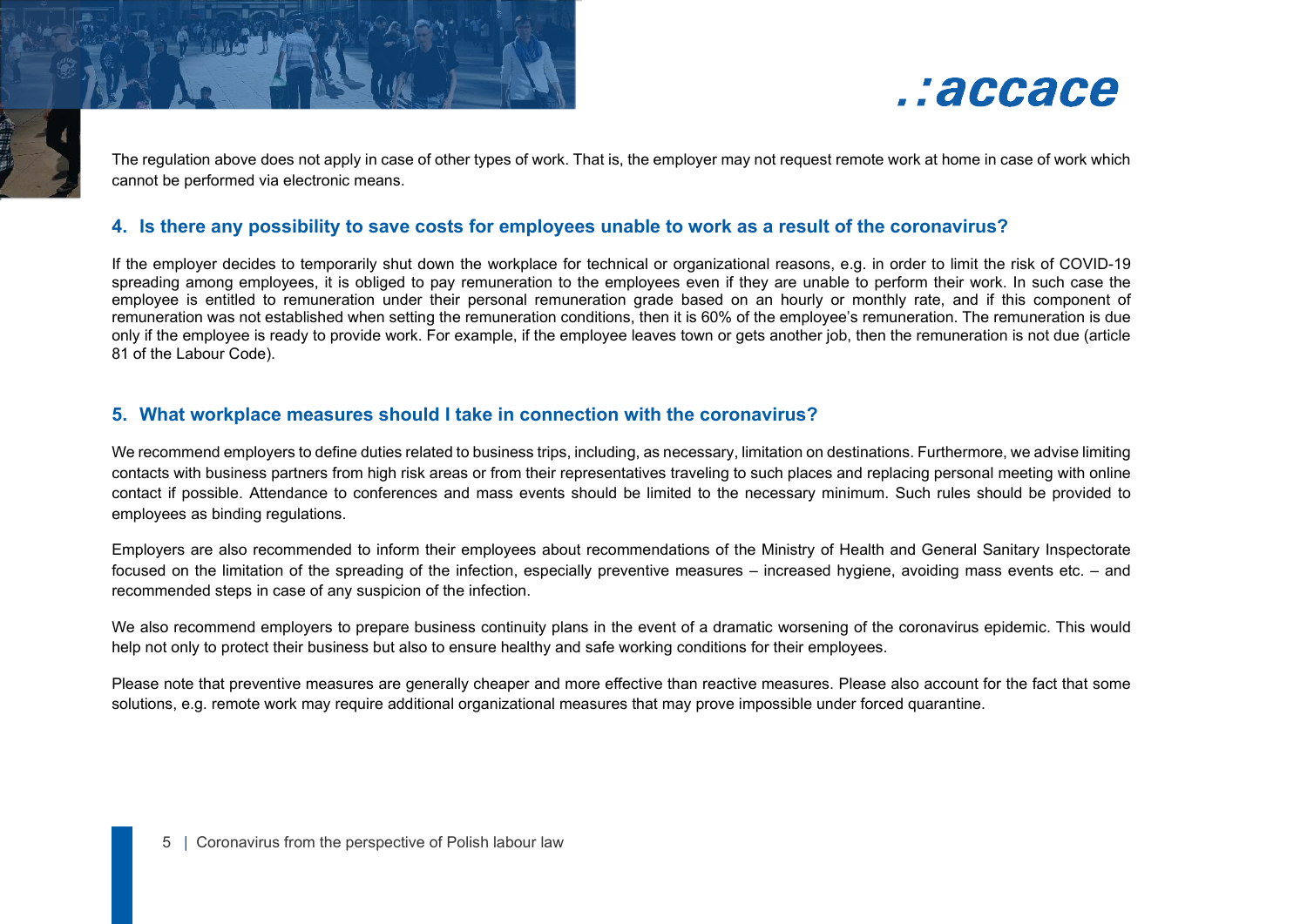The regulation above does not apply in case of other types of work. That is, the employer may not request remote work at home in case of work which cannot be performed via electronic means.

## 4. Is there any possibility to save costs for employees unable to work as a result of the coronavirus?

If the employer decides to temporarily shut down the workplace for technical or organizational reasons, e.g. in order to limit the risk of COVID-19 spreading among employees, it is obliged to pay remuneration to the employees even if they are unable to perform their work. In such case the employee is entitled to remuneration under their personal remuneration grade based on an hourly or monthly rate, and if this component of remuneration was not established when setting the remuneration conditions, then it is 60% of the employee's remuneration. The remuneration is due only if the employee is ready to provide work. For example, if the employee leaves town or gets another job, then the remuneration is not due (article 81 of the Labour Code).

## 5. What workplace measures should I take in connection with the coronavirus?

We recommend employers to define duties related to business trips, including, as necessary, limitation on destinations. Furthermore, we advise limiting contacts with business partners from high risk areas or from their representatives traveling to such places and replacing personal meeting with online contact if possible. Attendance to conferences and mass events should be limited to the necessary minimum. Such rules should be provided to employees as binding regulations.

Employers are also recommended to inform their employees about recommendations of the Ministry of Health and General Sanitary Inspectorate focused on the limitation of the spreading of the infection, especially preventive measures – increased hygiene, avoiding mass events etc. – and recommended steps in case of any suspicion of the infection.

We also recommend employers to prepare business continuity plans in the event of a dramatic worsening of the coronavirus epidemic. This would help not only to protect their business but also to ensure healthy and safe working conditions for their employees.

Please note that preventive measures are generally cheaper and more effective than reactive measures. Please also account for the fact that some solutions, e.g. remote work may require additional organizational measures that may prove impossible under forced quarantine.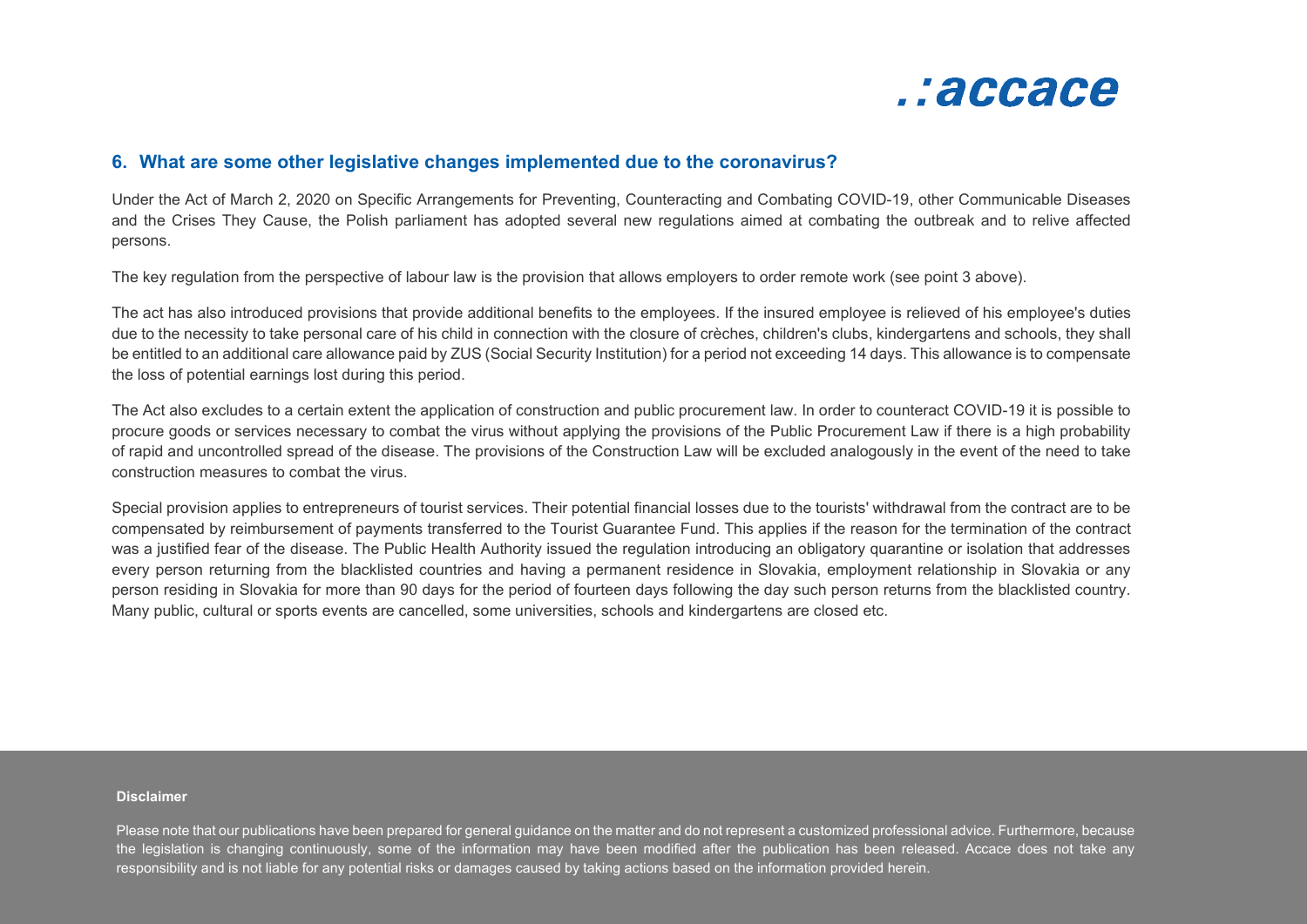## 6. What are some other legislative changes implemented due to the coronavirus?

Under the Act of March 2, 2020 on Specific Arrangements for Preventing, Counteracting and Combating COVID-19, other Communicable Diseases and the Crises They Cause, the Polish parliament has adopted several new regulations aimed at combating the outbreak and to relive affected persons.

The key regulation from the perspective of labour law is the provision that allows employers to order remote work (see point 3 above).

The act has also introduced provisions that provide additional benefits to the employees. If the insured employee is relieved of his employee's duties due to the necessity to take personal care of his child in connection with the closure of crèches, children's clubs, kindergartens and schools, they shall be entitled to an additional care allowance paid by ZUS (Social Security Institution) for a period not exceeding 14 days. This allowance is to compensate the loss of potential earnings lost during this period.

The Act also excludes to a certain extent the application of construction and public procurement law. In order to counteract COVID-19 it is possible to procure goods or services necessary to combat the virus without applying the provisions of the Public Procurement Law if there is a high probability of rapid and uncontrolled spread of the disease. The provisions of the Construction Law will be excluded analogously in the event of the need to take construction measures to combat the virus.

Special provision applies to entrepreneurs of tourist services. Their potential financial losses due to the tourists' withdrawal from the contract are to be compensated by reimbursement of payments transferred to the Tourist Guarantee Fund. This applies if the reason for the termination of the contract was a justified fear of the disease. The Public Health Authority issued the regulation introducing an obligatory quarantine or isolation that addresses every person returning from the blacklisted countries and having a permanent residence in Slovakia, employment relationship in Slovakia or any person residing in Slovakia for more than 90 days for the period of fourteen days following the day such person returns from the blacklisted country. Many public, cultural or sports events are cancelled, some universities, schools and kindergartens are closed etc.

**Disclaimer**

Please note that our publications have been prepared for general guidance on the matter and do not represent a customized professional advice. Furthermore, because the legislation is changing continuously, some of the information may have been modified after the publication has been released. Accace does not take any responsibility and is not liable for any potential risks or damages caused by taking actions based on the information provided herein.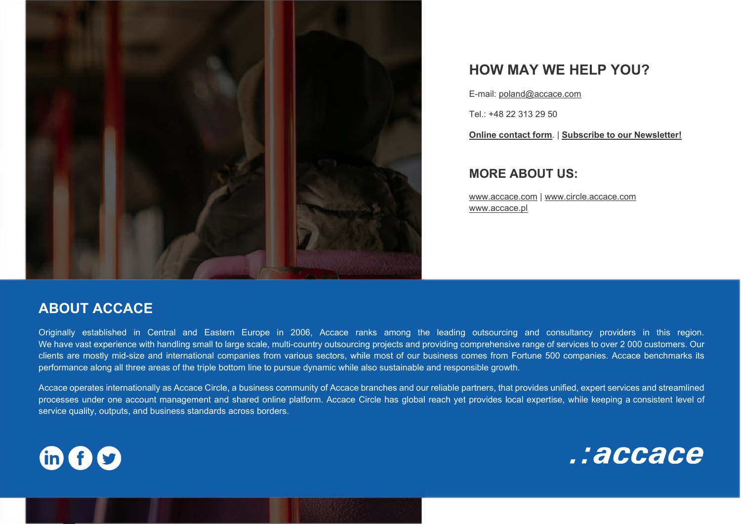## HOW MAY WE HELP YOU?

E-mail: poland@accace.com

Tel.: +48 22 313 29 50

**Online contact form**. | **Subscribe to our Newsletter!**

## MORE ABOUT US:

www.accace.com | www.circle.accace.com
www.accace.pl

## ABOUT ACCACE

Originally established in Central and Eastern Europe in 2006, Accace ranks among the leading outsourcing and consultancy providers in this region. We have vast experience with handling small to large scale, multi-country outsourcing projects and providing comprehensive range of services to over 2 000 customers. Our clients are mostly mid-size and international companies from various sectors, while most of our business comes from Fortune 500 companies. Accace benchmarks its performance along all three areas of the triple bottom line to pursue dynamic while also sustainable and responsible growth.

Accace operates internationally as Accace Circle, a business community of Accace branches and our reliable partners, that provides unified, expert services and streamlined processes under one account management and shared online platform. Accace Circle has global reach yet provides local expertise, while keeping a consistent level of service quality, outputs, and business standards across borders.